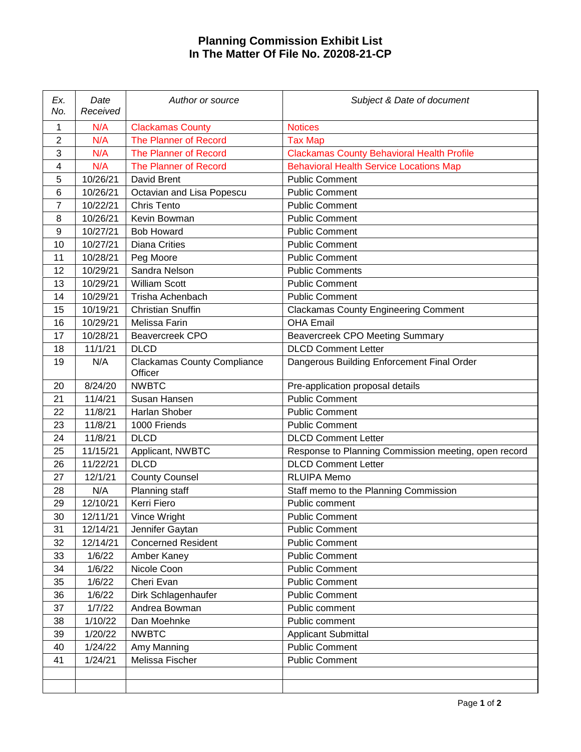# Planning Commission Exhibit List
# In The Matter Of File No. Z0208-21-CP

| *Ex. No.* | *Date Received* | *Author or source* | *Subject & Date of document* |
|---|---|---|---|
| 1 | N/A | Clackamas County | Notices |
| 2 | N/A | The Planner of Record | Tax Map |
| 3 | N/A | The Planner of Record | Clackamas County Behavioral Health Profile |
| 4 | N/A | The Planner of Record | Behavioral Health Service Locations Map |
| 5 | 10/26/21 | David Brent | Public Comment |
| 6 | 10/26/21 | Octavian and Lisa Popescu | Public Comment |
| 7 | 10/22/21 | Chris Tento | Public Comment |
| 8 | 10/26/21 | Kevin Bowman | Public Comment |
| 9 | 10/27/21 | Bob Howard | Public Comment |
| 10 | 10/27/21 | Diana Crities | Public Comment |
| 11 | 10/28/21 | Peg Moore | Public Comment |
| 12 | 10/29/21 | Sandra Nelson | Public Comments |
| 13 | 10/29/21 | William Scott | Public Comment |
| 14 | 10/29/21 | Trisha Achenbach | Public Comment |
| 15 | 10/19/21 | Christian Snuffin | Clackamas County Engineering Comment |
| 16 | 10/29/21 | Melissa Farin | OHA Email |
| 17 | 10/28/21 | Beavercreek CPO | Beavercreek CPO Meeting Summary |
| 18 | 11/1/21 | DLCD | DLCD Comment Letter |
| 19 | N/A | Clackamas County Compliance Officer | Dangerous Building Enforcement Final Order |
| 20 | 8/24/20 | NWBTC | Pre-application proposal details |
| 21 | 11/4/21 | Susan Hansen | Public Comment |
| 22 | 11/8/21 | Harlan Shober | Public Comment |
| 23 | 11/8/21 | 1000 Friends | Public Comment |
| 24 | 11/8/21 | DLCD | DLCD Comment Letter |
| 25 | 11/15/21 | Applicant, NWBTC | Response to Planning Commission meeting, open record |
| 26 | 11/22/21 | DLCD | DLCD Comment Letter |
| 27 | 12/1/21 | County Counsel | RLUIPA Memo |
| 28 | N/A | Planning staff | Staff memo to the Planning Commission |
| 29 | 12/10/21 | Kerri Fiero | Public comment |
| 30 | 12/11/21 | Vince Wright | Public Comment |
| 31 | 12/14/21 | Jennifer Gaytan | Public Comment |
| 32 | 12/14/21 | Concerned Resident | Public Comment |
| 33 | 1/6/22 | Amber Kaney | Public Comment |
| 34 | 1/6/22 | Nicole Coon | Public Comment |
| 35 | 1/6/22 | Cheri Evan | Public Comment |
| 36 | 1/6/22 | Dirk Schlagenhaufer | Public Comment |
| 37 | 1/7/22 | Andrea Bowman | Public comment |
| 38 | 1/10/22 | Dan Moehnke | Public comment |
| 39 | 1/20/22 | NWBTC | Applicant Submittal |
| 40 | 1/24/22 | Amy Manning | Public Comment |
| 41 | 1/24/21 | Melissa Fischer | Public Comment |
| | | | |
| | | | |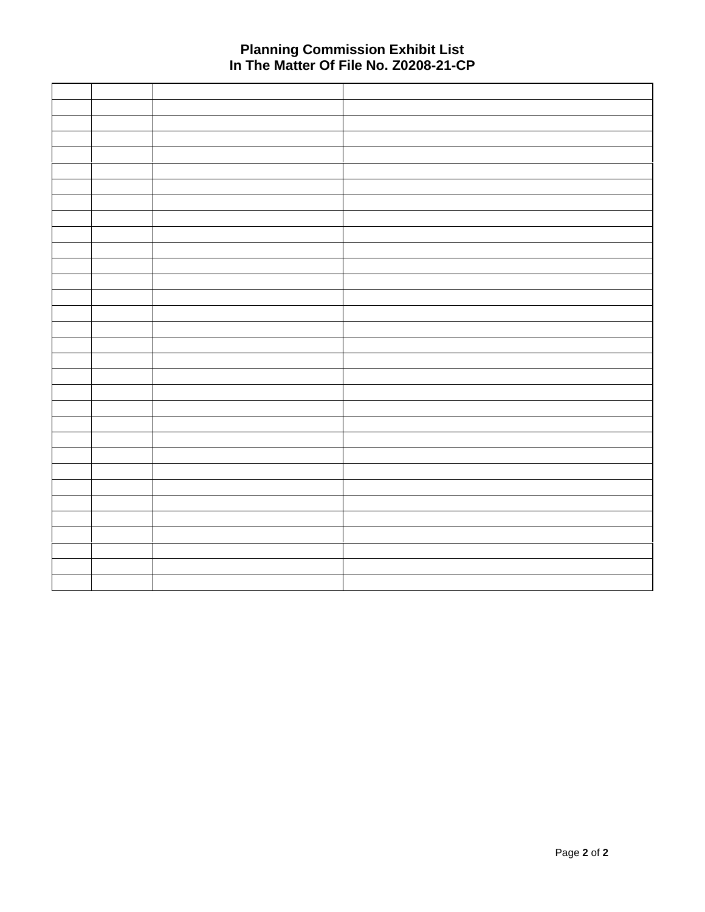**Planning Commission Exhibit List**
**In The Matter Of File No. Z0208-21-CP**

| | | | |
|---|---|---|---|
| | | | |
| | | | |
| | | | |
| | | | |
| | | | |
| | | | |
| | | | |
| | | | |
| | | | |
| | | | |
| | | | |
| | | | |
| | | | |
| | | | |
| | | | |
| | | | |
| | | | |
| | | | |
| | | | |
| | | | |
| | | | |
| | | | |
| | | | |
| | | | |
| | | | |
| | | | |
| | | | |
| | | | |
| | | | |
| | | | |
| | | | |